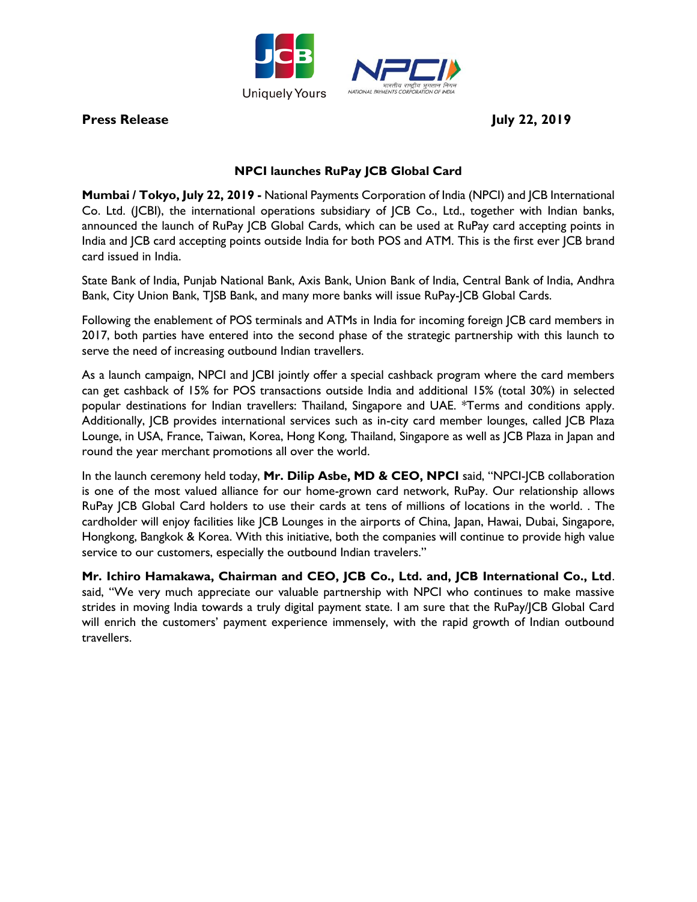**Press Release** **July 22, 2019**

## NPCI launches RuPay JCB Global Card

**Mumbai / Tokyo, July 22, 2019 -** National Payments Corporation of India (NPCI) and JCB International Co. Ltd. (JCBI), the international operations subsidiary of JCB Co., Ltd., together with Indian banks, announced the launch of RuPay JCB Global Cards, which can be used at RuPay card accepting points in India and JCB card accepting points outside India for both POS and ATM. This is the first ever JCB brand card issued in India.

State Bank of India, Punjab National Bank, Axis Bank, Union Bank of India, Central Bank of India, Andhra Bank, City Union Bank, TJSB Bank, and many more banks will issue RuPay-JCB Global Cards.

Following the enablement of POS terminals and ATMs in India for incoming foreign JCB card members in 2017, both parties have entered into the second phase of the strategic partnership with this launch to serve the need of increasing outbound Indian travellers.

As a launch campaign, NPCI and JCBI jointly offer a special cashback program where the card members can get cashback of 15% for POS transactions outside India and additional 15% (total 30%) in selected popular destinations for Indian travellers: Thailand, Singapore and UAE. *Terms and conditions apply. Additionally, JCB provides international services such as in-city card member lounges, called JCB Plaza Lounge, in USA, France, Taiwan, Korea, Hong Kong, Thailand, Singapore as well as JCB Plaza in Japan and round the year merchant promotions all over the world.

In the launch ceremony held today, **Mr. Dilip Asbe, MD & CEO, NPCI** said, "NPCI-JCB collaboration is one of the most valued alliance for our home-grown card network, RuPay. Our relationship allows RuPay JCB Global Card holders to use their cards at tens of millions of locations in the world. . The cardholder will enjoy facilities like JCB Lounges in the airports of China, Japan, Hawai, Dubai, Singapore, Hongkong, Bangkok & Korea. With this initiative, both the companies will continue to provide high value service to our customers, especially the outbound Indian travelers."

**Mr. Ichiro Hamakawa, Chairman and CEO, JCB Co., Ltd. and, JCB International Co., Ltd**. said, "We very much appreciate our valuable partnership with NPCI who continues to make massive strides in moving India towards a truly digital payment state. I am sure that the RuPay/JCB Global Card will enrich the customers' payment experience immensely, with the rapid growth of Indian outbound travellers.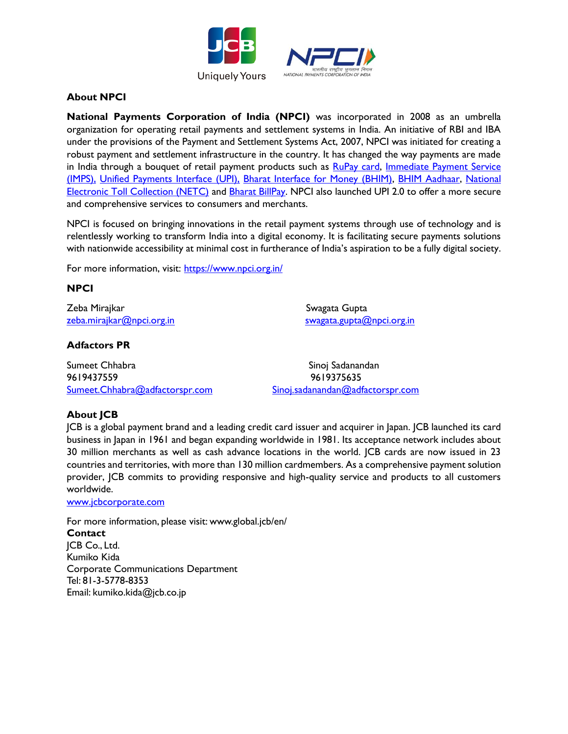## About NPCI

**National Payments Corporation of India (NPCI)** was incorporated in 2008 as an umbrella organization for operating retail payments and settlement systems in India. An initiative of RBI and IBA under the provisions of the Payment and Settlement Systems Act, 2007, NPCI was initiated for creating a robust payment and settlement infrastructure in the country. It has changed the way payments are made in India through a bouquet of retail payment products such as RuPay card, Immediate Payment Service (IMPS), Unified Payments Interface (UPI), Bharat Interface for Money (BHIM), BHIM Aadhaar, National Electronic Toll Collection (NETC) and Bharat BillPay. NPCI also launched UPI 2.0 to offer a more secure and comprehensive services to consumers and merchants.

NPCI is focused on bringing innovations in the retail payment systems through use of technology and is relentlessly working to transform India into a digital economy. It is facilitating secure payments solutions with nationwide accessibility at minimal cost in furtherance of India's aspiration to be a fully digital society.

For more information, visit: https://www.npci.org.in/

**NPCI**

Zeba Mirajkar
zeba.mirajkar@npci.org.in

Swagata Gupta
swagata.gupta@npci.org.in

**Adfactors PR**

Sumeet Chhabra
9619437559
Sumeet.Chhabra@adfactorspr.com

Sinoj Sadanandan
9619375635
Sinoj.sadanandan@adfactorspr.com

## About JCB

JCB is a global payment brand and a leading credit card issuer and acquirer in Japan. JCB launched its card business in Japan in 1961 and began expanding worldwide in 1981. Its acceptance network includes about 30 million merchants as well as cash advance locations in the world. JCB cards are now issued in 23 countries and territories, with more than 130 million cardmembers. As a comprehensive payment solution provider, JCB commits to providing responsive and high-quality service and products to all customers worldwide.

www.jcbcorporate.com

For more information, please visit: www.global.jcb/en/

**Contact**

JCB Co., Ltd.
Kumiko Kida
Corporate Communications Department
Tel: 81-3-5778-8353
Email: kumiko.kida@jcb.co.jp